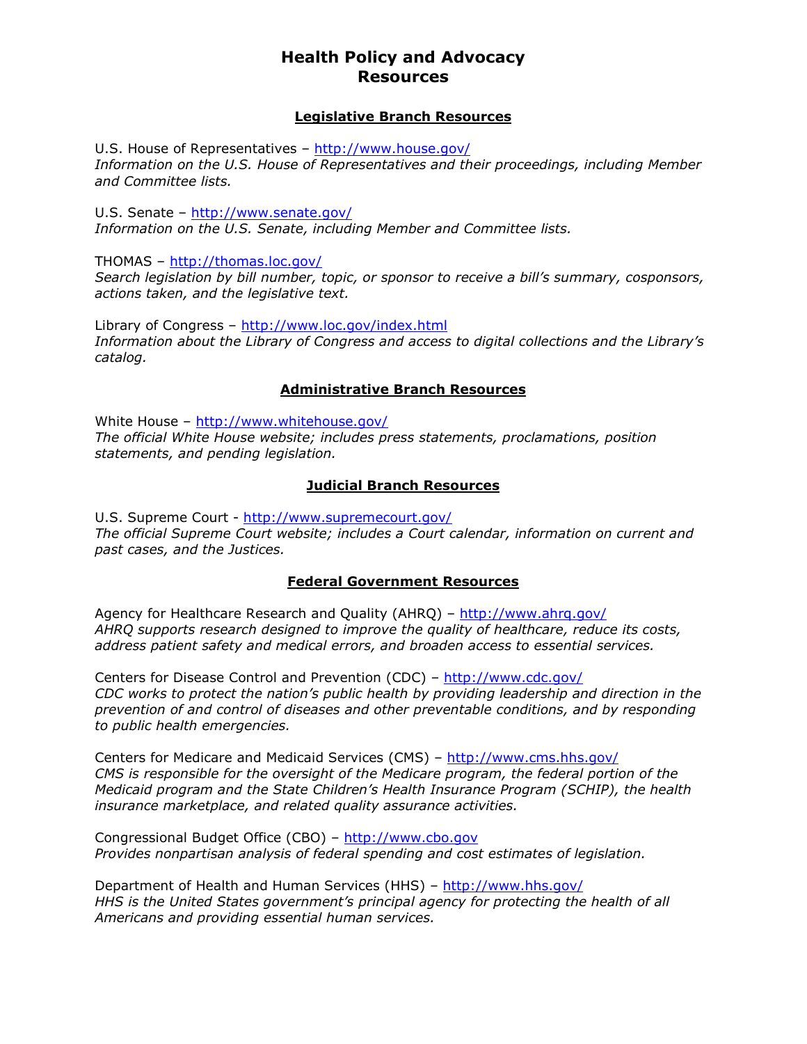# Health Policy and Advocacy Resources

## Legislative Branch Resources

U.S. House of Representatives – http://www.house.gov/
*Information on the U.S. House of Representatives and their proceedings, including Member and Committee lists.*

U.S. Senate – http://www.senate.gov/
*Information on the U.S. Senate, including Member and Committee lists.*

THOMAS – http://thomas.loc.gov/
*Search legislation by bill number, topic, or sponsor to receive a bill's summary, cosponsors, actions taken, and the legislative text.*

Library of Congress – http://www.loc.gov/index.html
*Information about the Library of Congress and access to digital collections and the Library's catalog.*

## Administrative Branch Resources

White House – http://www.whitehouse.gov/
*The official White House website; includes press statements, proclamations, position statements, and pending legislation.*

## Judicial Branch Resources

U.S. Supreme Court - http://www.supremecourt.gov/
*The official Supreme Court website; includes a Court calendar, information on current and past cases, and the Justices.*

## Federal Government Resources

Agency for Healthcare Research and Quality (AHRQ) – http://www.ahrq.gov/
*AHRQ supports research designed to improve the quality of healthcare, reduce its costs, address patient safety and medical errors, and broaden access to essential services.*

Centers for Disease Control and Prevention (CDC) – http://www.cdc.gov/
*CDC works to protect the nation's public health by providing leadership and direction in the prevention of and control of diseases and other preventable conditions, and by responding to public health emergencies.*

Centers for Medicare and Medicaid Services (CMS) – http://www.cms.hhs.gov/
*CMS is responsible for the oversight of the Medicare program, the federal portion of the Medicaid program and the State Children's Health Insurance Program (SCHIP), the health insurance marketplace, and related quality assurance activities.*

Congressional Budget Office (CBO) – http://www.cbo.gov
*Provides nonpartisan analysis of federal spending and cost estimates of legislation.*

Department of Health and Human Services (HHS) – http://www.hhs.gov/
*HHS is the United States government's principal agency for protecting the health of all Americans and providing essential human services.*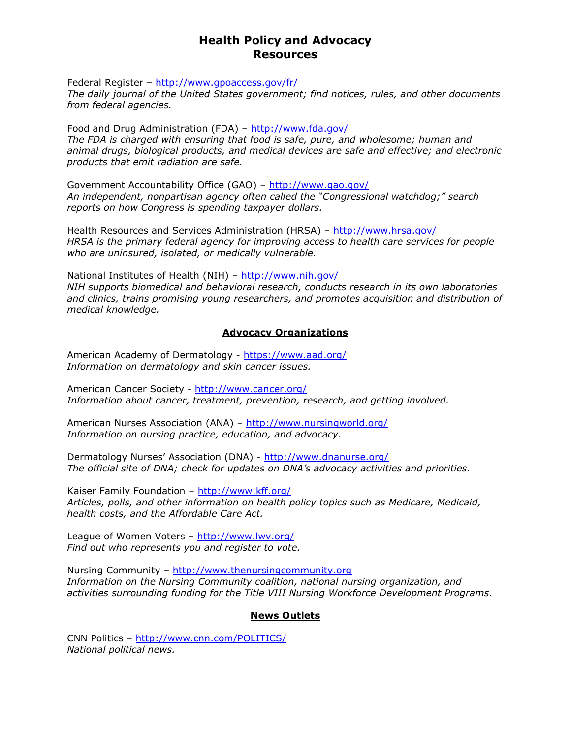# Health Policy and Advocacy Resources

Federal Register – http://www.gpoaccess.gov/fr/
*The daily journal of the United States government; find notices, rules, and other documents from federal agencies.*

Food and Drug Administration (FDA) – http://www.fda.gov/
*The FDA is charged with ensuring that food is safe, pure, and wholesome; human and animal drugs, biological products, and medical devices are safe and effective; and electronic products that emit radiation are safe.*

Government Accountability Office (GAO) – http://www.gao.gov/
*An independent, nonpartisan agency often called the "Congressional watchdog;" search reports on how Congress is spending taxpayer dollars.*

Health Resources and Services Administration (HRSA) – http://www.hrsa.gov/
*HRSA is the primary federal agency for improving access to health care services for people who are uninsured, isolated, or medically vulnerable.*

National Institutes of Health (NIH) – http://www.nih.gov/
*NIH supports biomedical and behavioral research, conducts research in its own laboratories and clinics, trains promising young researchers, and promotes acquisition and distribution of medical knowledge.*

## Advocacy Organizations

American Academy of Dermatology - https://www.aad.org/
*Information on dermatology and skin cancer issues.*

American Cancer Society - http://www.cancer.org/
*Information about cancer, treatment, prevention, research, and getting involved.*

American Nurses Association (ANA) – http://www.nursingworld.org/
*Information on nursing practice, education, and advocacy.*

Dermatology Nurses' Association (DNA) - http://www.dnanurse.org/
*The official site of DNA; check for updates on DNA's advocacy activities and priorities.*

Kaiser Family Foundation – http://www.kff.org/
*Articles, polls, and other information on health policy topics such as Medicare, Medicaid, health costs, and the Affordable Care Act.*

League of Women Voters – http://www.lwv.org/
*Find out who represents you and register to vote.*

Nursing Community – http://www.thenursingcommunity.org
*Information on the Nursing Community coalition, national nursing organization, and activities surrounding funding for the Title VIII Nursing Workforce Development Programs.*

## News Outlets

CNN Politics – http://www.cnn.com/POLITICS/
*National political news.*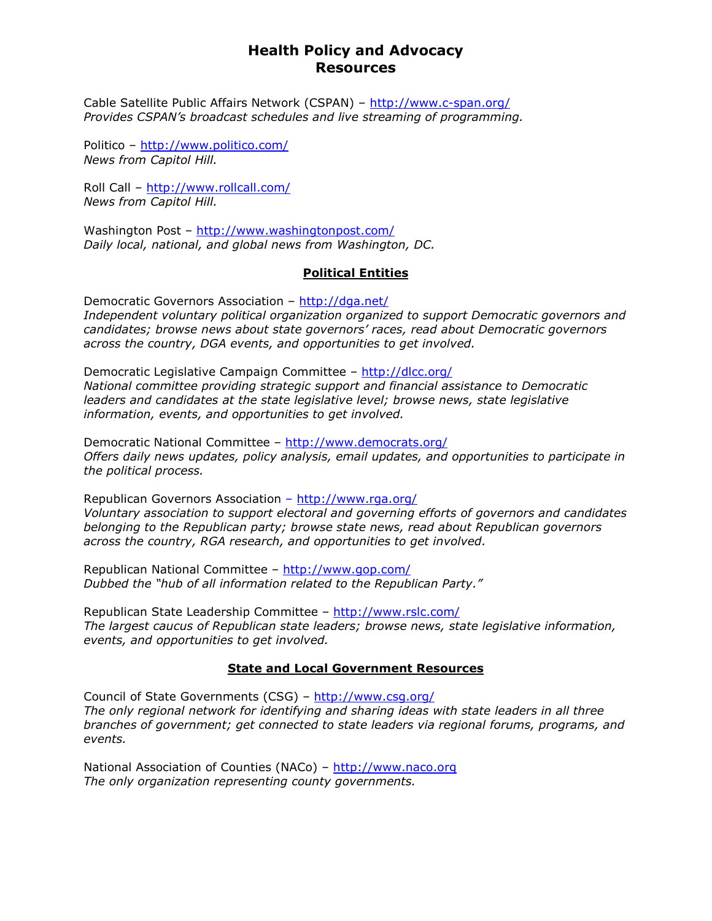# Health Policy and Advocacy Resources

Cable Satellite Public Affairs Network (CSPAN) – http://www.c-span.org/
*Provides CSPAN's broadcast schedules and live streaming of programming.*

Politico – http://www.politico.com/
*News from Capitol Hill.*

Roll Call – http://www.rollcall.com/
*News from Capitol Hill.*

Washington Post – http://www.washingtonpost.com/
*Daily local, national, and global news from Washington, DC.*

## Political Entities

Democratic Governors Association – http://dga.net/
*Independent voluntary political organization organized to support Democratic governors and candidates; browse news about state governors' races, read about Democratic governors across the country, DGA events, and opportunities to get involved.*

Democratic Legislative Campaign Committee – http://dlcc.org/
*National committee providing strategic support and financial assistance to Democratic leaders and candidates at the state legislative level; browse news, state legislative information, events, and opportunities to get involved.*

Democratic National Committee – http://www.democrats.org/
*Offers daily news updates, policy analysis, email updates, and opportunities to participate in the political process.*

Republican Governors Association – http://www.rga.org/
*Voluntary association to support electoral and governing efforts of governors and candidates belonging to the Republican party; browse state news, read about Republican governors across the country, RGA research, and opportunities to get involved.*

Republican National Committee – http://www.gop.com/
*Dubbed the "hub of all information related to the Republican Party."*

Republican State Leadership Committee – http://www.rslc.com/
*The largest caucus of Republican state leaders; browse news, state legislative information, events, and opportunities to get involved.*

## State and Local Government Resources

Council of State Governments (CSG) – http://www.csg.org/
*The only regional network for identifying and sharing ideas with state leaders in all three branches of government; get connected to state leaders via regional forums, programs, and events.*

National Association of Counties (NACo) – http://www.naco.org
*The only organization representing county governments.*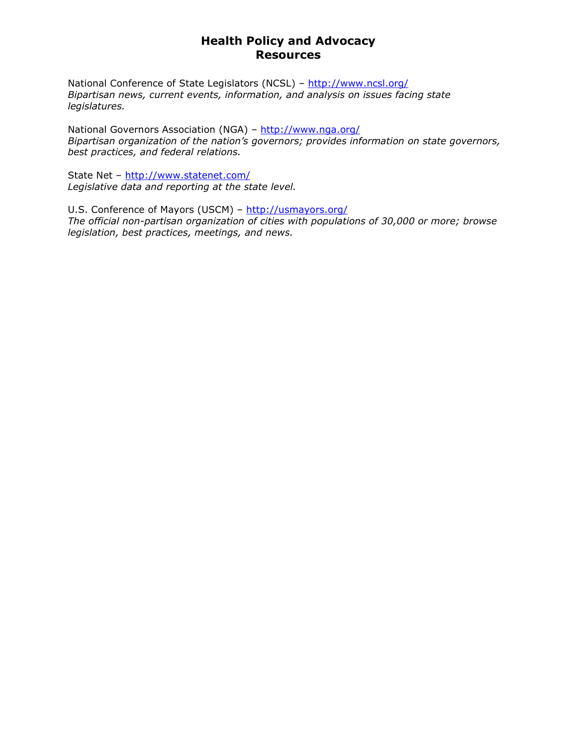# Health Policy and Advocacy Resources

National Conference of State Legislators (NCSL) – http://www.ncsl.org/
*Bipartisan news, current events, information, and analysis on issues facing state legislatures.*

National Governors Association (NGA) – http://www.nga.org/
*Bipartisan organization of the nation's governors; provides information on state governors, best practices, and federal relations.*

State Net – http://www.statenet.com/
*Legislative data and reporting at the state level.*

U.S. Conference of Mayors (USCM) – http://usmayors.org/
*The official non-partisan organization of cities with populations of 30,000 or more; browse legislation, best practices, meetings, and news.*